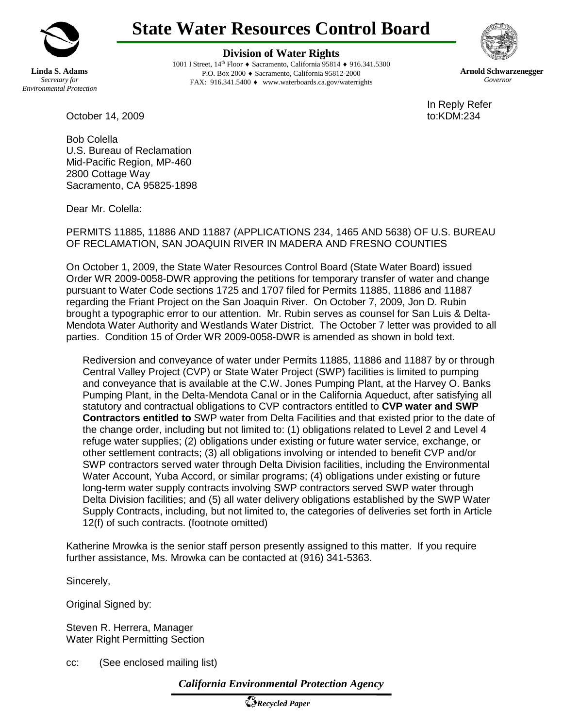# State Water Resources Control Board

**Linda S. Adams**
*Secretary for Environmental Protection*

**Division of Water Rights**
1001 I Street, 14th Floor ♦ Sacramento, California 95814 ♦ 916.341.5300
P.O. Box 2000 ♦ Sacramento, California 95812-2000
FAX: 916.341.5400 ♦ www.waterboards.ca.gov/waterrights

**Arnold Schwarzenegger**
*Governor*

October 14, 2009

In Reply Refer to:KDM:234

Bob Colella
U.S. Bureau of Reclamation
Mid-Pacific Region, MP-460
2800 Cottage Way
Sacramento, CA 95825-1898

Dear Mr. Colella:

PERMITS 11885, 11886 AND 11887 (APPLICATIONS 234, 1465 AND 5638) OF U.S. BUREAU OF RECLAMATION, SAN JOAQUIN RIVER IN MADERA AND FRESNO COUNTIES

On October 1, 2009, the State Water Resources Control Board (State Water Board) issued Order WR 2009-0058-DWR approving the petitions for temporary transfer of water and change pursuant to Water Code sections 1725 and 1707 filed for Permits 11885, 11886 and 11887 regarding the Friant Project on the San Joaquin River. On October 7, 2009, Jon D. Rubin brought a typographic error to our attention. Mr. Rubin serves as counsel for San Luis & Delta-Mendota Water Authority and Westlands Water District. The October 7 letter was provided to all parties. Condition 15 of Order WR 2009-0058-DWR is amended as shown in bold text.

> Rediversion and conveyance of water under Permits 11885, 11886 and 11887 by or through Central Valley Project (CVP) or State Water Project (SWP) facilities is limited to pumping and conveyance that is available at the C.W. Jones Pumping Plant, at the Harvey O. Banks Pumping Plant, in the Delta-Mendota Canal or in the California Aqueduct, after satisfying all statutory and contractual obligations to CVP contractors entitled to **CVP water and SWP Contractors entitled to** SWP water from Delta Facilities and that existed prior to the date of the change order, including but not limited to: (1) obligations related to Level 2 and Level 4 refuge water supplies; (2) obligations under existing or future water service, exchange, or other settlement contracts; (3) all obligations involving or intended to benefit CVP and/or SWP contractors served water through Delta Division facilities, including the Environmental Water Account, Yuba Accord, or similar programs; (4) obligations under existing or future long-term water supply contracts involving SWP contractors served SWP water through Delta Division facilities; and (5) all water delivery obligations established by the SWP Water Supply Contracts, including, but not limited to, the categories of deliveries set forth in Article 12(f) of such contracts. (footnote omitted)

Katherine Mrowka is the senior staff person presently assigned to this matter. If you require further assistance, Ms. Mrowka can be contacted at (916) 341-5363.

Sincerely,

Original Signed by:

Steven R. Herrera, Manager
Water Right Permitting Section

cc: (See enclosed mailing list)

*California Environmental Protection Agency*

*Recycled Paper*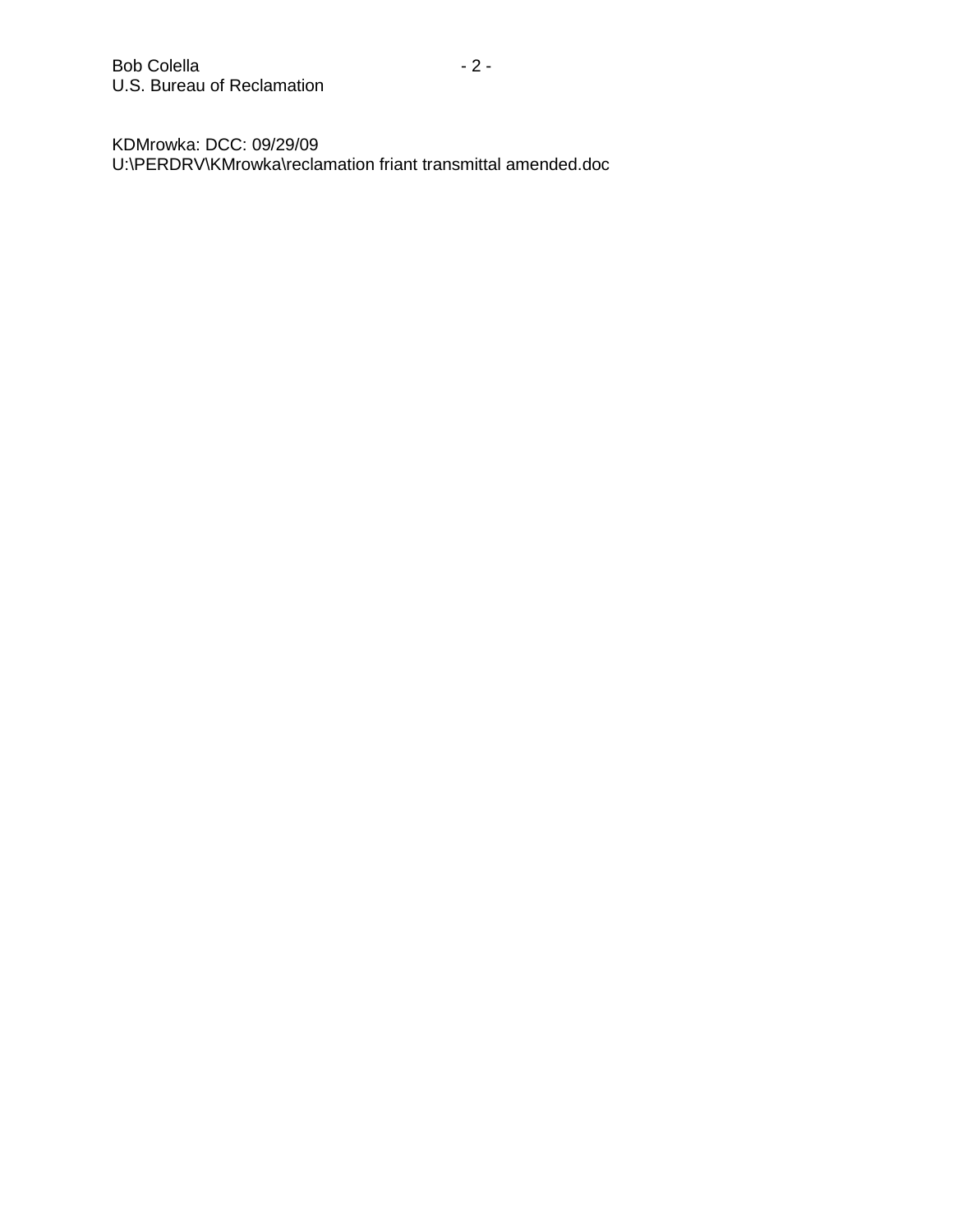KDMrowka: DCC: 09/29/09
U:\PERDRV\KMrowka\reclamation friant transmittal amended.doc